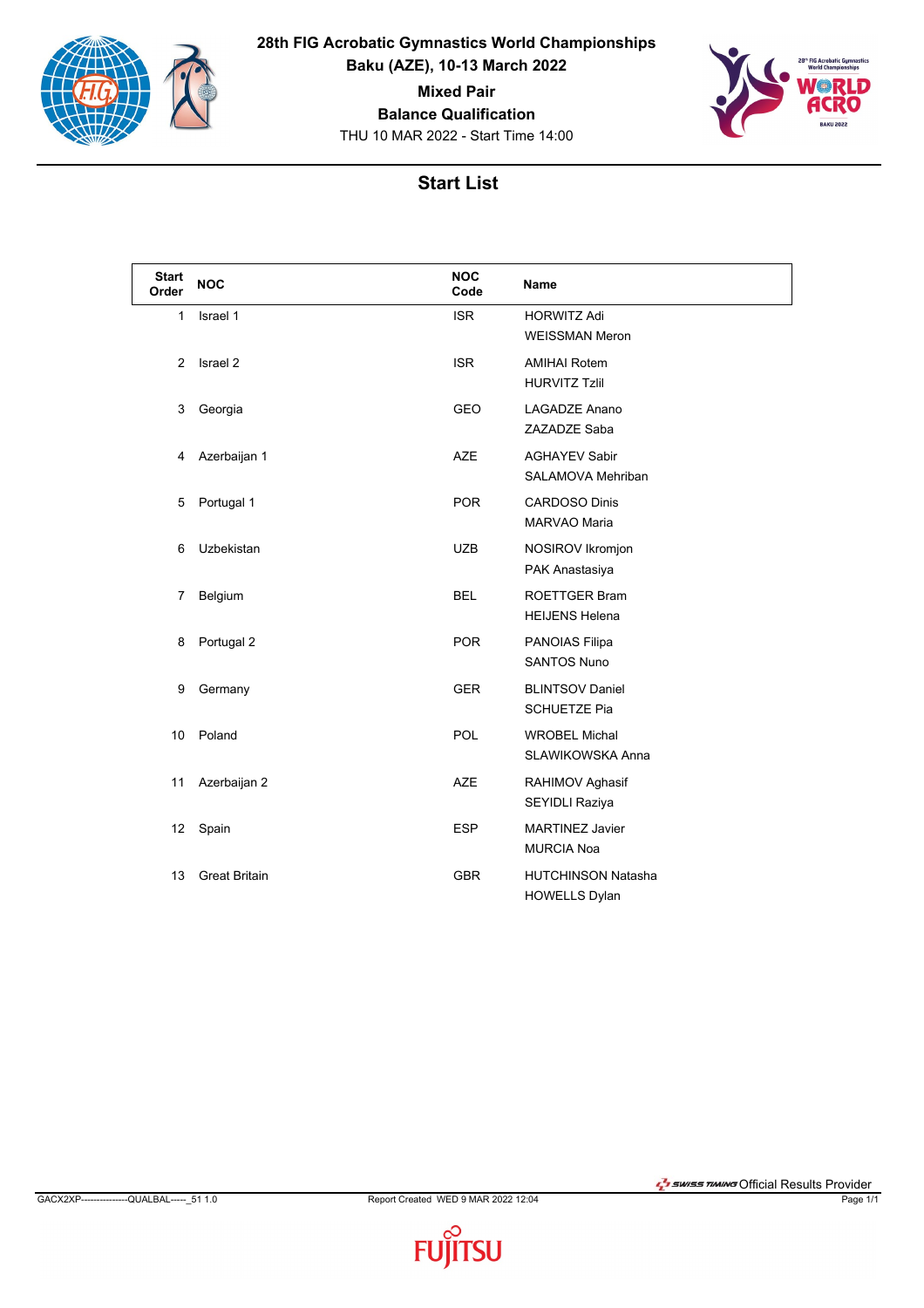# 28th FIG Acrobatic Gymnastics World Championships

**Baku (AZE), 10-13 March 2022**

**Mixed Pair**

**Balance Qualification**

THU 10 MAR 2022 - Start Time 14:00

## Start List

| Start Order | NOC | NOC Code | Name |
|---|---|---|---|
| 1 | Israel 1 | ISR | HORWITZ Adi<br>WEISSMAN Meron |
| 2 | Israel 2 | ISR | AMIHAI Rotem<br>HURVITZ Tzlil |
| 3 | Georgia | GEO | LAGADZE Anano<br>ZAZADZE Saba |
| 4 | Azerbaijan 1 | AZE | AGHAYEV Sabir<br>SALAMOVA Mehriban |
| 5 | Portugal 1 | POR | CARDOSO Dinis<br>MARVAO Maria |
| 6 | Uzbekistan | UZB | NOSIROV Ikromjon<br>PAK Anastasiya |
| 7 | Belgium | BEL | ROETTGER Bram<br>HEIJENS Helena |
| 8 | Portugal 2 | POR | PANOIAS Filipa<br>SANTOS Nuno |
| 9 | Germany | GER | BLINTSOV Daniel<br>SCHUETZE Pia |
| 10 | Poland | POL | WROBEL Michal<br>SLAWIKOWSKA Anna |
| 11 | Azerbaijan 2 | AZE | RAHIMOV Aghasif<br>SEYIDLI Raziya |
| 12 | Spain | ESP | MARTINEZ Javier<br>MURCIA Noa |
| 13 | Great Britain | GBR | HUTCHINSON Natasha<br>HOWELLS Dylan |

GACX2XP---------------QUALBAL-----_51 1.0 Report Created WED 9 MAR 2022 12:04

SWISS TIMING Official Results Provider

FUJITSU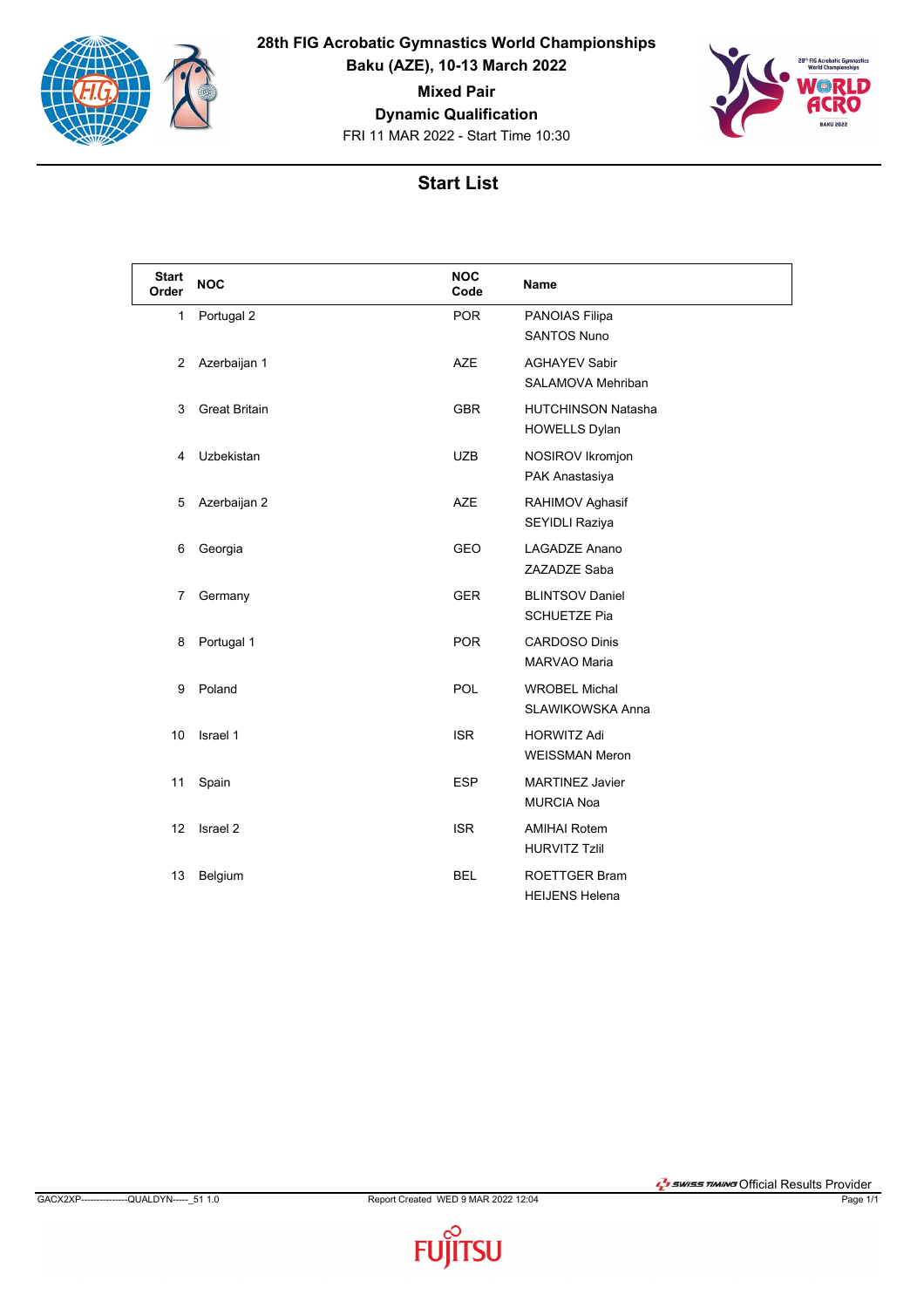# 28th FIG Acrobatic Gymnastics World Championships

**Baku (AZE), 10-13 March 2022**

**Mixed Pair**

**Dynamic Qualification**

FRI 11 MAR 2022 - Start Time 10:30

## Start List

| Start Order | NOC | NOC Code | Name |
|---|---|---|---|
| 1 | Portugal 2 | POR | PANOIAS Filipa<br>SANTOS Nuno |
| 2 | Azerbaijan 1 | AZE | AGHAYEV Sabir<br>SALAMOVA Mehriban |
| 3 | Great Britain | GBR | HUTCHINSON Natasha<br>HOWELLS Dylan |
| 4 | Uzbekistan | UZB | NOSIROV Ikromjon<br>PAK Anastasiya |
| 5 | Azerbaijan 2 | AZE | RAHIMOV Aghasif<br>SEYIDLI Raziya |
| 6 | Georgia | GEO | LAGADZE Anano<br>ZAZADZE Saba |
| 7 | Germany | GER | BLINTSOV Daniel<br>SCHUETZE Pia |
| 8 | Portugal 1 | POR | CARDOSO Dinis<br>MARVAO Maria |
| 9 | Poland | POL | WROBEL Michal<br>SLAWIKOWSKA Anna |
| 10 | Israel 1 | ISR | HORWITZ Adi<br>WEISSMAN Meron |
| 11 | Spain | ESP | MARTINEZ Javier<br>MURCIA Noa |
| 12 | Israel 2 | ISR | AMIHAI Rotem<br>HURVITZ Tzlil |
| 13 | Belgium | BEL | ROETTGER Bram<br>HEIJENS Helena |

GACX2XP---------------QUALDYN------_51 1.0 Report Created WED 9 MAR 2022 12:04

SWISS TIMING Official Results Provider

FUJITSU